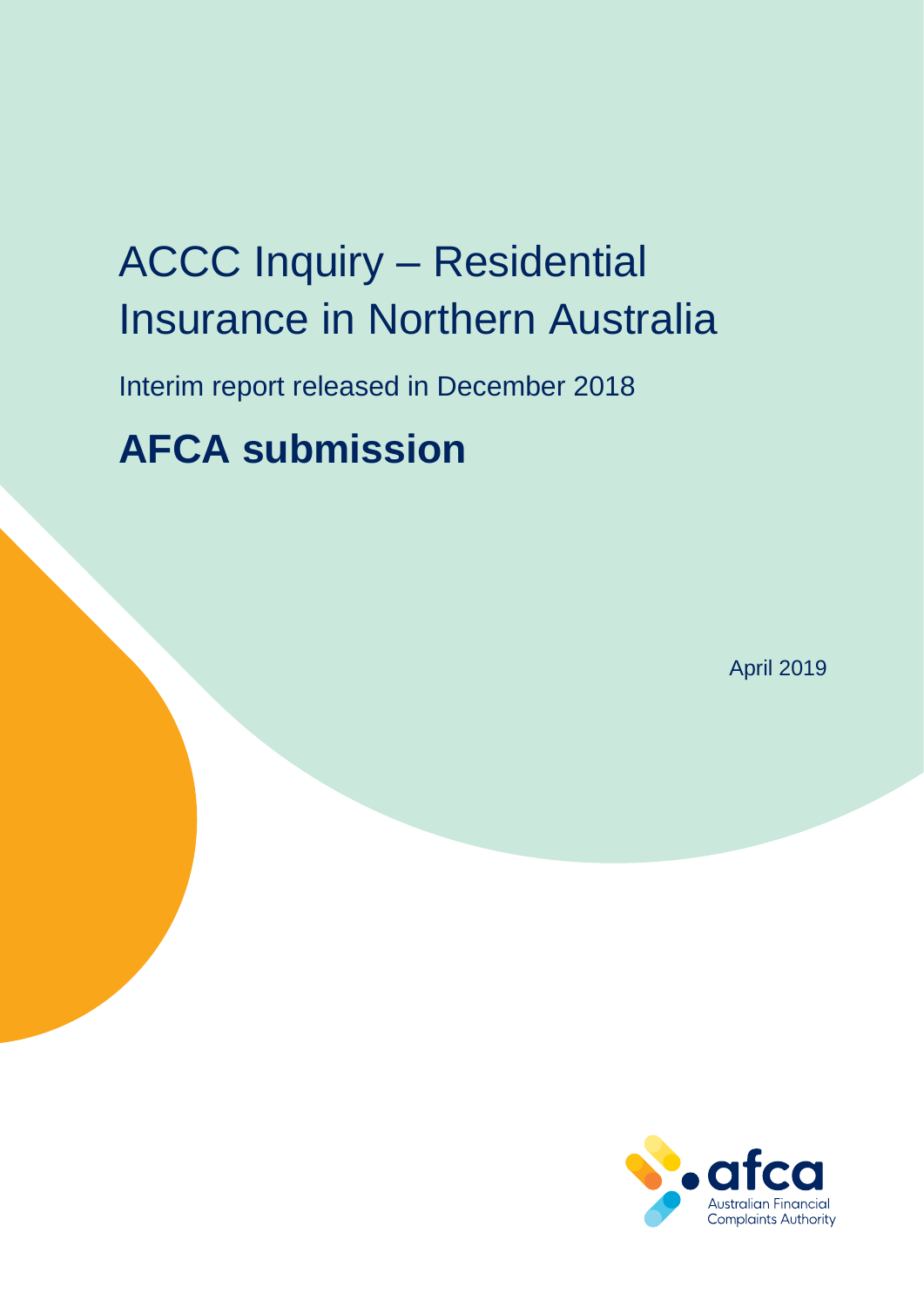# ACCC Inquiry – Residential Insurance in Northern Australia

Interim report released in December 2018

## AFCA submission

April 2019

afca

Australian Financial Complaints Authority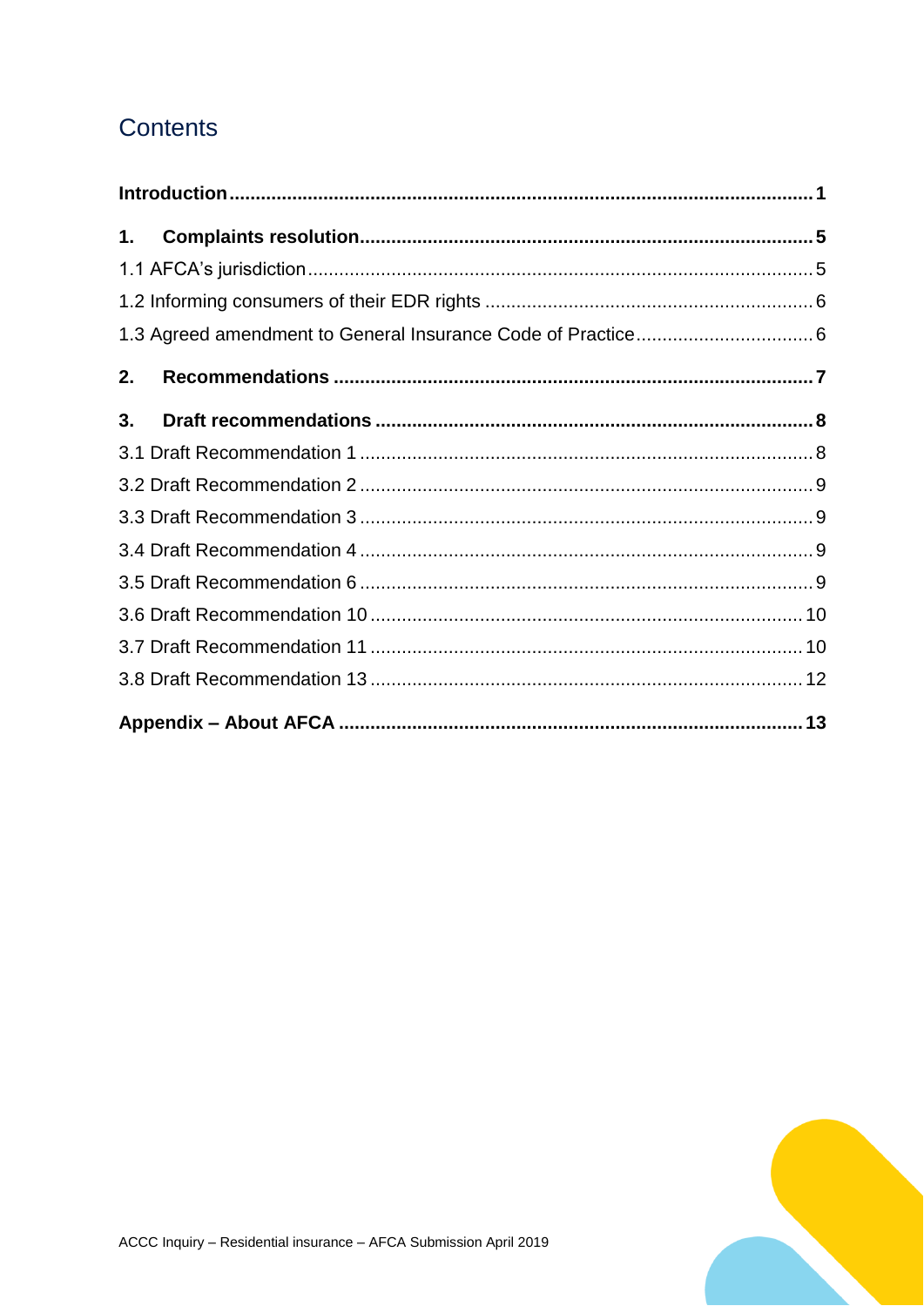## Contents

**Introduction** ..... **1**

**1. Complaints resolution** ..... **5**

1.1 AFCA's jurisdiction ..... 5

1.2 Informing consumers of their EDR rights ..... 6

1.3 Agreed amendment to General Insurance Code of Practice ..... 6

**2. Recommendations** ..... **7**

**3. Draft recommendations** ..... **8**

3.1 Draft Recommendation 1 ..... 8

3.2 Draft Recommendation 2 ..... 9

3.3 Draft Recommendation 3 ..... 9

3.4 Draft Recommendation 4 ..... 9

3.5 Draft Recommendation 6 ..... 9

3.6 Draft Recommendation 10 ..... 10

3.7 Draft Recommendation 11 ..... 10

3.8 Draft Recommendation 13 ..... 12

**Appendix – About AFCA** ..... **13**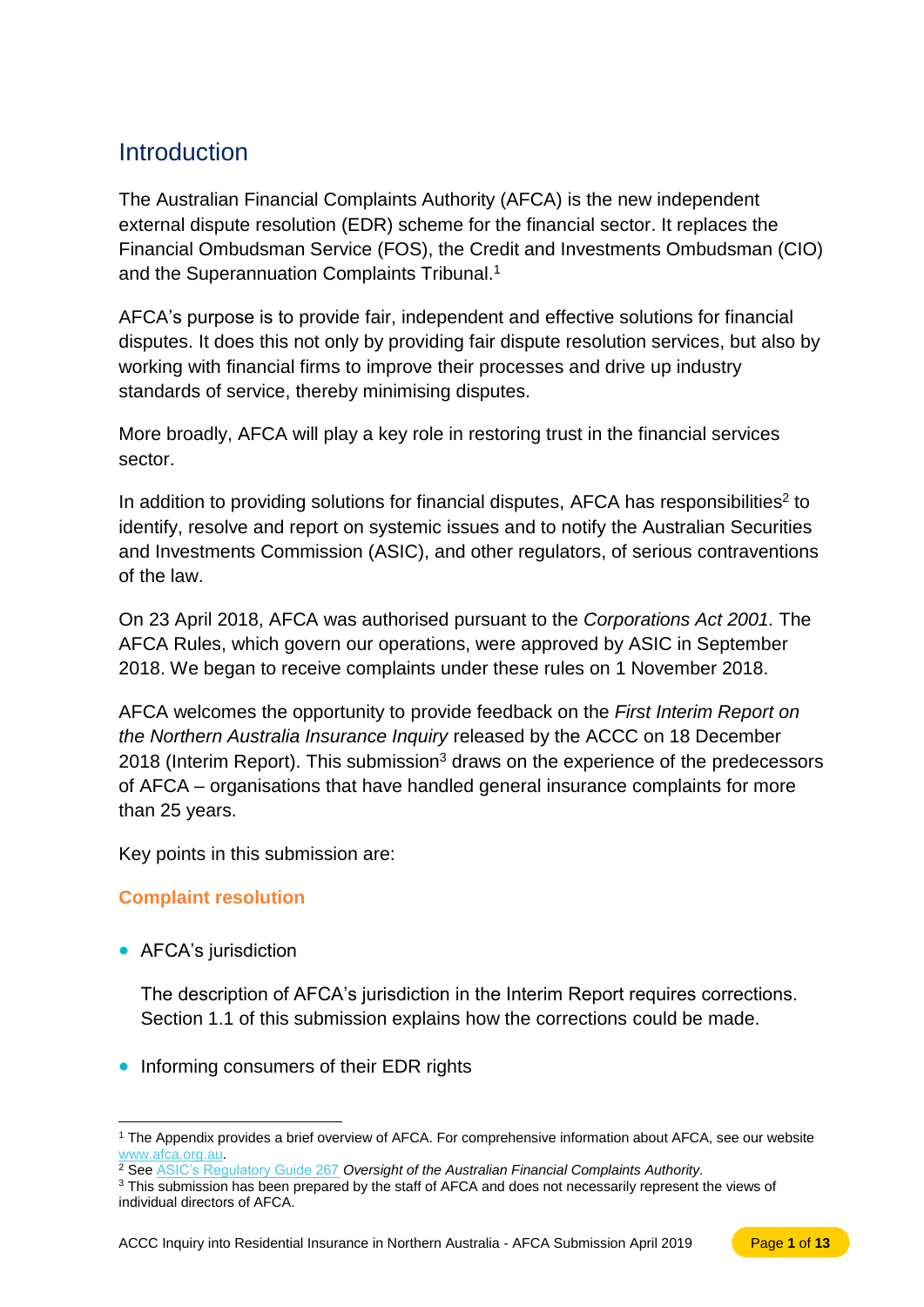## Introduction

The Australian Financial Complaints Authority (AFCA) is the new independent external dispute resolution (EDR) scheme for the financial sector. It replaces the Financial Ombudsman Service (FOS), the Credit and Investments Ombudsman (CIO) and the Superannuation Complaints Tribunal.[1]

AFCA's purpose is to provide fair, independent and effective solutions for financial disputes. It does this not only by providing fair dispute resolution services, but also by working with financial firms to improve their processes and drive up industry standards of service, thereby minimising disputes.

More broadly, AFCA will play a key role in restoring trust in the financial services sector.

In addition to providing solutions for financial disputes, AFCA has responsibilities[2] to identify, resolve and report on systemic issues and to notify the Australian Securities and Investments Commission (ASIC), and other regulators, of serious contraventions of the law.

On 23 April 2018, AFCA was authorised pursuant to the *Corporations Act 2001.* The AFCA Rules, which govern our operations, were approved by ASIC in September 2018. We began to receive complaints under these rules on 1 November 2018.

AFCA welcomes the opportunity to provide feedback on the *First Interim Report on the Northern Australia Insurance Inquiry* released by the ACCC on 18 December 2018 (Interim Report). This submission[3] draws on the experience of the predecessors of AFCA – organisations that have handled general insurance complaints for more than 25 years.

Key points in this submission are:

### Complaint resolution

- AFCA's jurisdiction

  The description of AFCA's jurisdiction in the Interim Report requires corrections. Section 1.1 of this submission explains how the corrections could be made.

- Informing consumers of their EDR rights

---

[1] The Appendix provides a brief overview of AFCA. For comprehensive information about AFCA, see our website www.afca.org.au.

[2] See ASIC's Regulatory Guide 267 *Oversight of the Australian Financial Complaints Authority*.

[3] This submission has been prepared by the staff of AFCA and does not necessarily represent the views of individual directors of AFCA.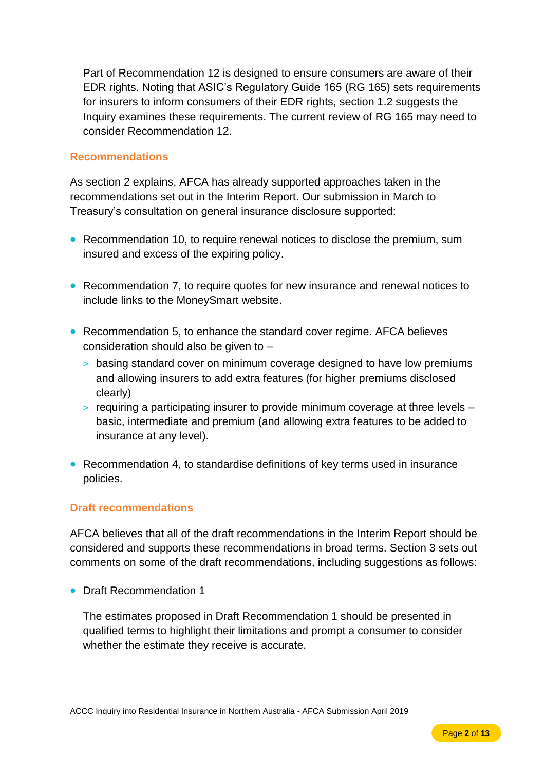Part of Recommendation 12 is designed to ensure consumers are aware of their EDR rights. Noting that ASIC's Regulatory Guide 165 (RG 165) sets requirements for insurers to inform consumers of their EDR rights, section 1.2 suggests the Inquiry examines these requirements. The current review of RG 165 may need to consider Recommendation 12.

### Recommendations

As section 2 explains, AFCA has already supported approaches taken in the recommendations set out in the Interim Report. Our submission in March to Treasury's consultation on general insurance disclosure supported:

- Recommendation 10, to require renewal notices to disclose the premium, sum insured and excess of the expiring policy.

- Recommendation 7, to require quotes for new insurance and renewal notices to include links to the MoneySmart website.

- Recommendation 5, to enhance the standard cover regime. AFCA believes consideration should also be given to –
  - basing standard cover on minimum coverage designed to have low premiums and allowing insurers to add extra features (for higher premiums disclosed clearly)
  - requiring a participating insurer to provide minimum coverage at three levels – basic, intermediate and premium (and allowing extra features to be added to insurance at any level).

- Recommendation 4, to standardise definitions of key terms used in insurance policies.

### Draft recommendations

AFCA believes that all of the draft recommendations in the Interim Report should be considered and supports these recommendations in broad terms. Section 3 sets out comments on some of the draft recommendations, including suggestions as follows:

- Draft Recommendation 1

  The estimates proposed in Draft Recommendation 1 should be presented in qualified terms to highlight their limitations and prompt a consumer to consider whether the estimate they receive is accurate.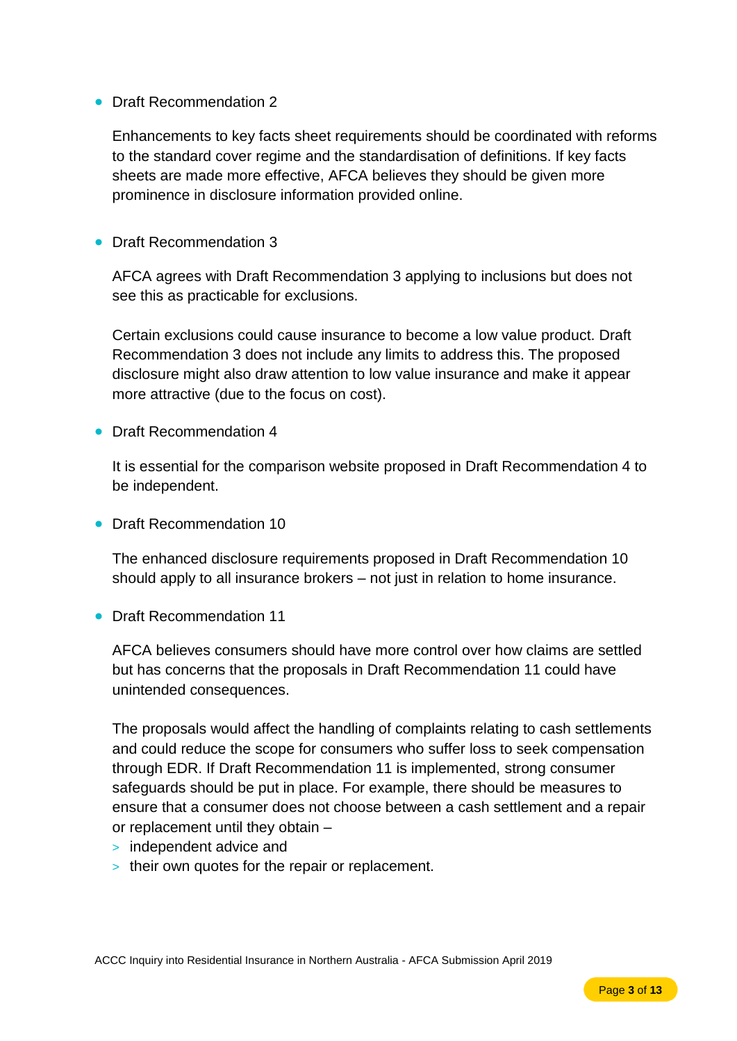- Draft Recommendation 2

  Enhancements to key facts sheet requirements should be coordinated with reforms to the standard cover regime and the standardisation of definitions. If key facts sheets are made more effective, AFCA believes they should be given more prominence in disclosure information provided online.

- Draft Recommendation 3

  AFCA agrees with Draft Recommendation 3 applying to inclusions but does not see this as practicable for exclusions.

  Certain exclusions could cause insurance to become a low value product. Draft Recommendation 3 does not include any limits to address this. The proposed disclosure might also draw attention to low value insurance and make it appear more attractive (due to the focus on cost).

- Draft Recommendation 4

  It is essential for the comparison website proposed in Draft Recommendation 4 to be independent.

- Draft Recommendation 10

  The enhanced disclosure requirements proposed in Draft Recommendation 10 should apply to all insurance brokers – not just in relation to home insurance.

- Draft Recommendation 11

  AFCA believes consumers should have more control over how claims are settled but has concerns that the proposals in Draft Recommendation 11 could have unintended consequences.

  The proposals would affect the handling of complaints relating to cash settlements and could reduce the scope for consumers who suffer loss to seek compensation through EDR. If Draft Recommendation 11 is implemented, strong consumer safeguards should be put in place. For example, there should be measures to ensure that a consumer does not choose between a cash settlement and a repair or replacement until they obtain –

  - independent advice and
  - their own quotes for the repair or replacement.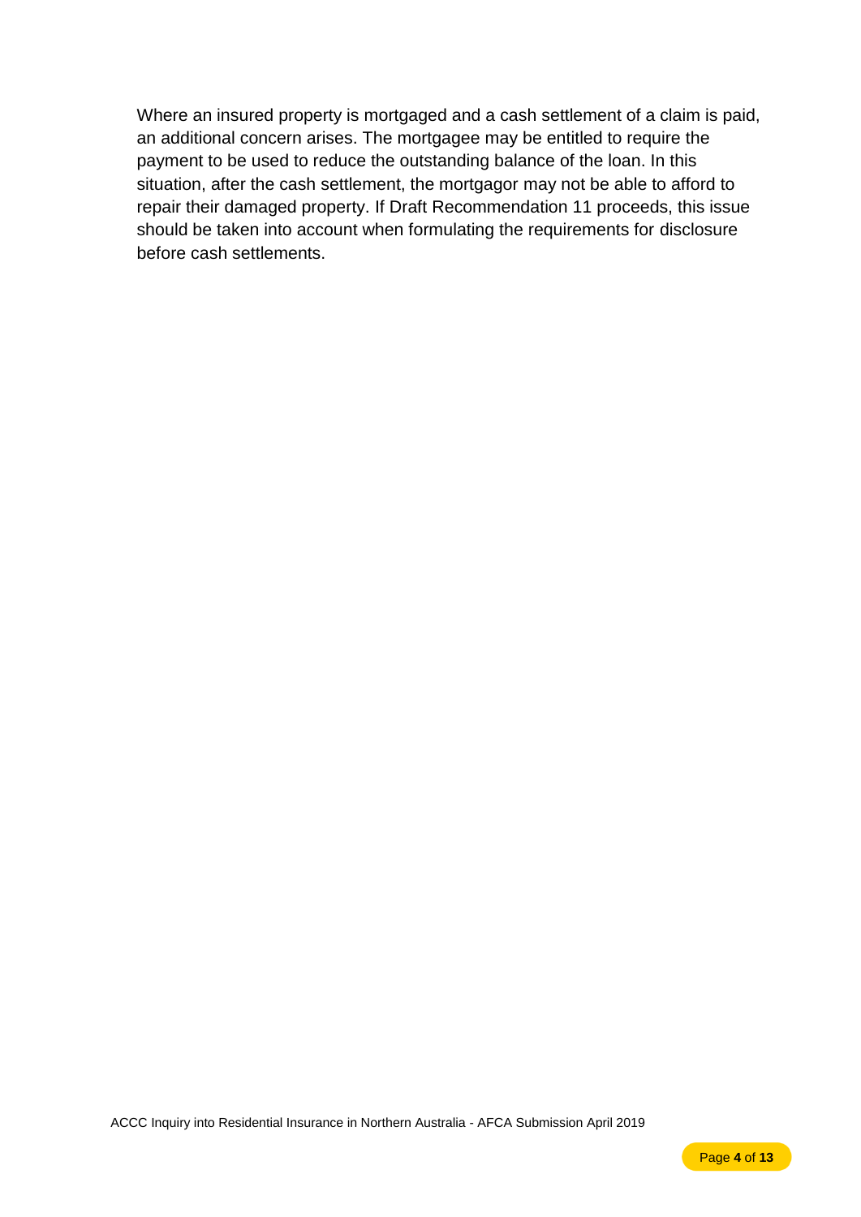Where an insured property is mortgaged and a cash settlement of a claim is paid, an additional concern arises. The mortgagee may be entitled to require the payment to be used to reduce the outstanding balance of the loan. In this situation, after the cash settlement, the mortgagor may not be able to afford to repair their damaged property. If Draft Recommendation 11 proceeds, this issue should be taken into account when formulating the requirements for disclosure before cash settlements.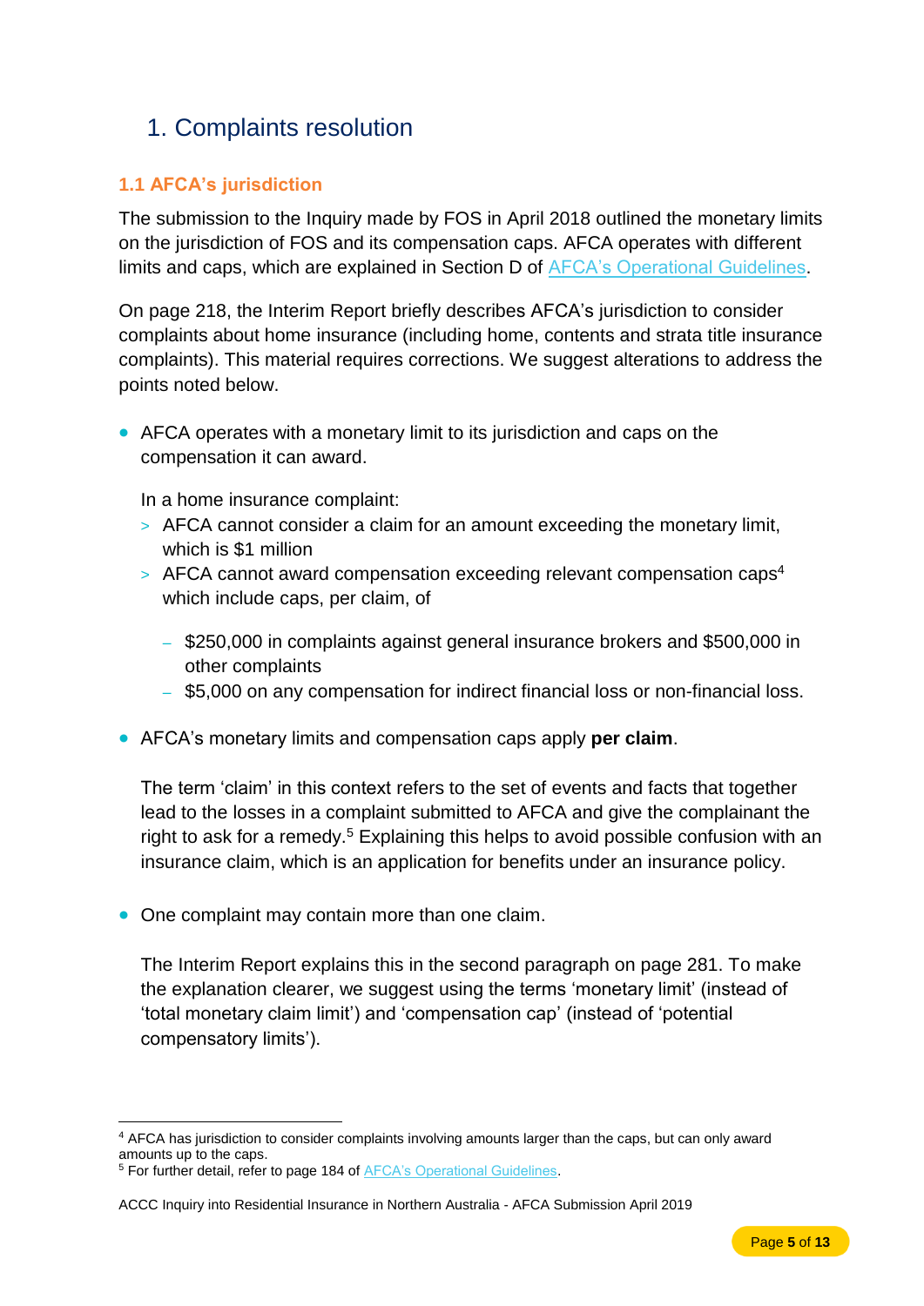# 1. Complaints resolution

### 1.1 AFCA's jurisdiction

The submission to the Inquiry made by FOS in April 2018 outlined the monetary limits on the jurisdiction of FOS and its compensation caps. AFCA operates with different limits and caps, which are explained in Section D of [AFCA's Operational Guidelines](AFCA's Operational Guidelines).

On page 218, the Interim Report briefly describes AFCA's jurisdiction to consider complaints about home insurance (including home, contents and strata title insurance complaints). This material requires corrections. We suggest alterations to address the points noted below.

- AFCA operates with a monetary limit to its jurisdiction and caps on the compensation it can award.

  In a home insurance complaint:
  - AFCA cannot consider a claim for an amount exceeding the monetary limit, which is $1 million
  - AFCA cannot award compensation exceeding relevant compensation caps[4] which include caps, per claim, of
    - $250,000 in complaints against general insurance brokers and $500,000 in other complaints
    - $5,000 on any compensation for indirect financial loss or non-financial loss.

- AFCA's monetary limits and compensation caps apply **per claim**.

  The term 'claim' in this context refers to the set of events and facts that together lead to the losses in a complaint submitted to AFCA and give the complainant the right to ask for a remedy.[5] Explaining this helps to avoid possible confusion with an insurance claim, which is an application for benefits under an insurance policy.

- One complaint may contain more than one claim.

  The Interim Report explains this in the second paragraph on page 281. To make the explanation clearer, we suggest using the terms 'monetary limit' (instead of 'total monetary claim limit') and 'compensation cap' (instead of 'potential compensatory limits').

---

[4] AFCA has jurisdiction to consider complaints involving amounts larger than the caps, but can only award amounts up to the caps.

[5] For further detail, refer to page 184 of AFCA's Operational Guidelines.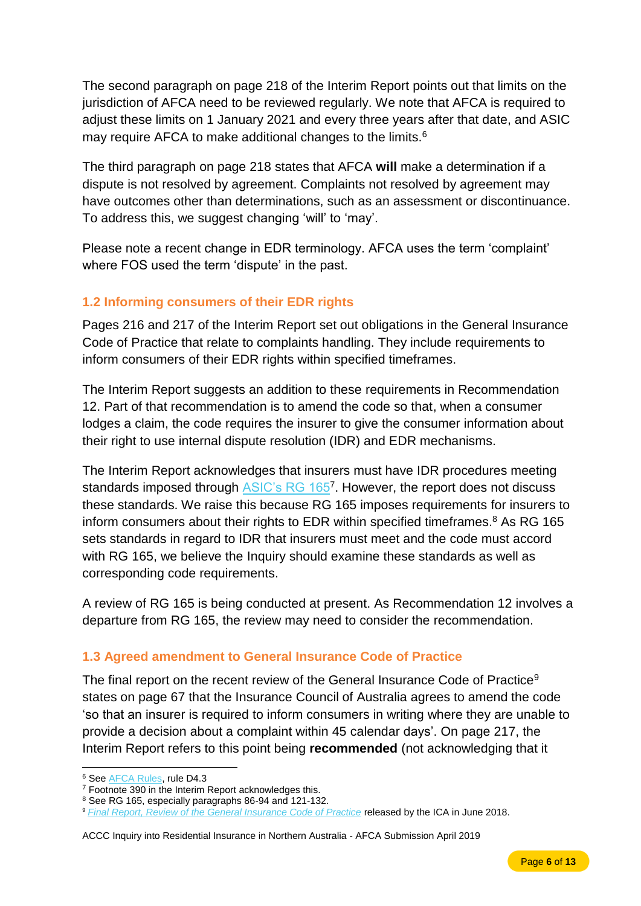The second paragraph on page 218 of the Interim Report points out that limits on the jurisdiction of AFCA need to be reviewed regularly. We note that AFCA is required to adjust these limits on 1 January 2021 and every three years after that date, and ASIC may require AFCA to make additional changes to the limits.[6]

The third paragraph on page 218 states that AFCA **will** make a determination if a dispute is not resolved by agreement. Complaints not resolved by agreement may have outcomes other than determinations, such as an assessment or discontinuance. To address this, we suggest changing 'will' to 'may'.

Please note a recent change in EDR terminology. AFCA uses the term 'complaint' where FOS used the term 'dispute' in the past.

### 1.2 Informing consumers of their EDR rights

Pages 216 and 217 of the Interim Report set out obligations in the General Insurance Code of Practice that relate to complaints handling. They include requirements to inform consumers of their EDR rights within specified timeframes.

The Interim Report suggests an addition to these requirements in Recommendation 12. Part of that recommendation is to amend the code so that, when a consumer lodges a claim, the code requires the insurer to give the consumer information about their right to use internal dispute resolution (IDR) and EDR mechanisms.

The Interim Report acknowledges that insurers must have IDR procedures meeting standards imposed through ASIC's RG 165[7]. However, the report does not discuss these standards. We raise this because RG 165 imposes requirements for insurers to inform consumers about their rights to EDR within specified timeframes.[8] As RG 165 sets standards in regard to IDR that insurers must meet and the code must accord with RG 165, we believe the Inquiry should examine these standards as well as corresponding code requirements.

A review of RG 165 is being conducted at present. As Recommendation 12 involves a departure from RG 165, the review may need to consider the recommendation.

### 1.3 Agreed amendment to General Insurance Code of Practice

The final report on the recent review of the General Insurance Code of Practice[9] states on page 67 that the Insurance Council of Australia agrees to amend the code 'so that an insurer is required to inform consumers in writing where they are unable to provide a decision about a complaint within 45 calendar days'. On page 217, the Interim Report refers to this point being **recommended** (not acknowledging that it

---

[6] See AFCA Rules, rule D4.3

[7] Footnote 390 in the Interim Report acknowledges this.

[8] See RG 165, especially paragraphs 86-94 and 121-132.

[9] *Final Report, Review of the General Insurance Code of Practice* released by the ICA in June 2018.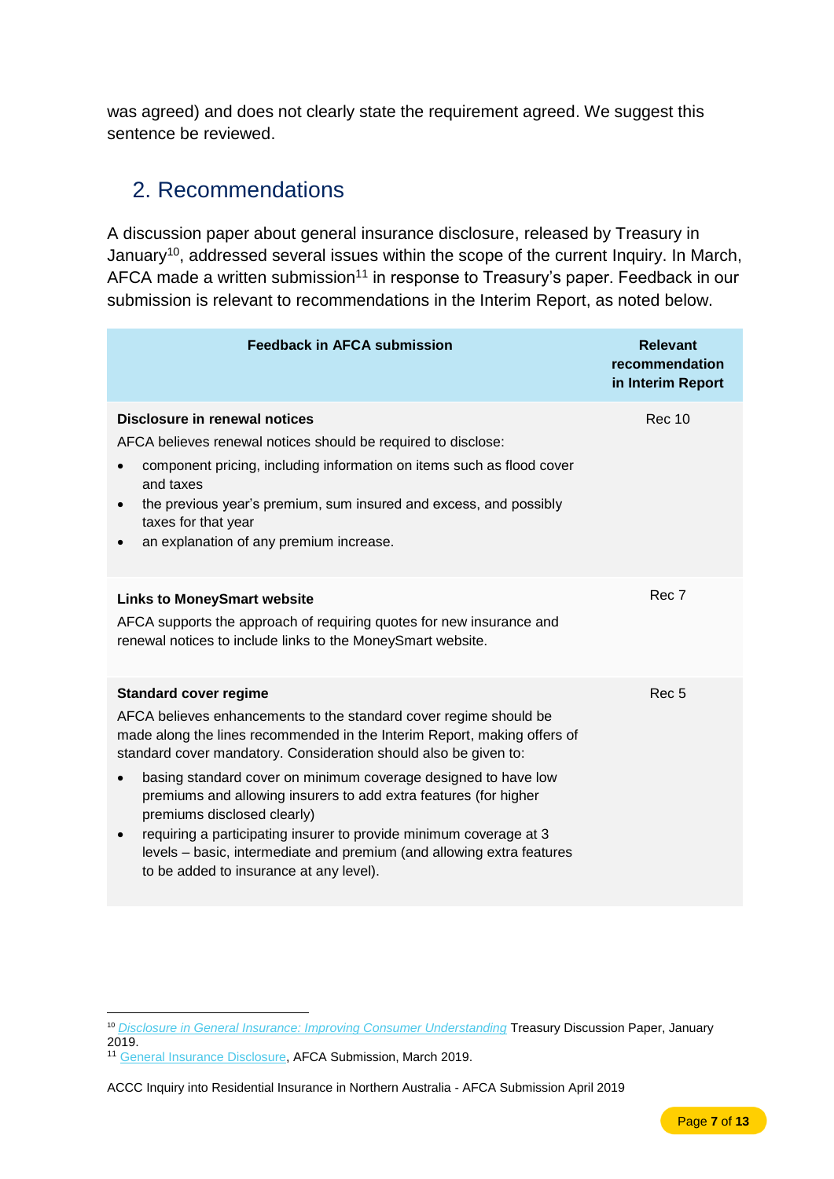was agreed) and does not clearly state the requirement agreed. We suggest this sentence be reviewed.

## 2. Recommendations

A discussion paper about general insurance disclosure, released by Treasury in January[10], addressed several issues within the scope of the current Inquiry. In March, AFCA made a written submission[11] in response to Treasury's paper. Feedback in our submission is relevant to recommendations in the Interim Report, as noted below.

| Feedback in AFCA submission | Relevant recommendation in Interim Report |
|---|---|
| **Disclosure in renewal notices**<br>AFCA believes renewal notices should be required to disclose:<br>• component pricing, including information on items such as flood cover and taxes<br>• the previous year's premium, sum insured and excess, and possibly taxes for that year<br>• an explanation of any premium increase. | Rec 10 |
| **Links to MoneySmart website**<br>AFCA supports the approach of requiring quotes for new insurance and renewal notices to include links to the MoneySmart website. | Rec 7 |
| **Standard cover regime**<br>AFCA believes enhancements to the standard cover regime should be made along the lines recommended in the Interim Report, making offers of standard cover mandatory. Consideration should also be given to:<br>• basing standard cover on minimum coverage designed to have low premiums and allowing insurers to add extra features (for higher premiums disclosed clearly)<br>• requiring a participating insurer to provide minimum coverage at 3 levels – basic, intermediate and premium (and allowing extra features to be added to insurance at any level). | Rec 5 |

[10] *Disclosure in General Insurance: Improving Consumer Understanding* Treasury Discussion Paper, January 2019.

[11] General Insurance Disclosure, AFCA Submission, March 2019.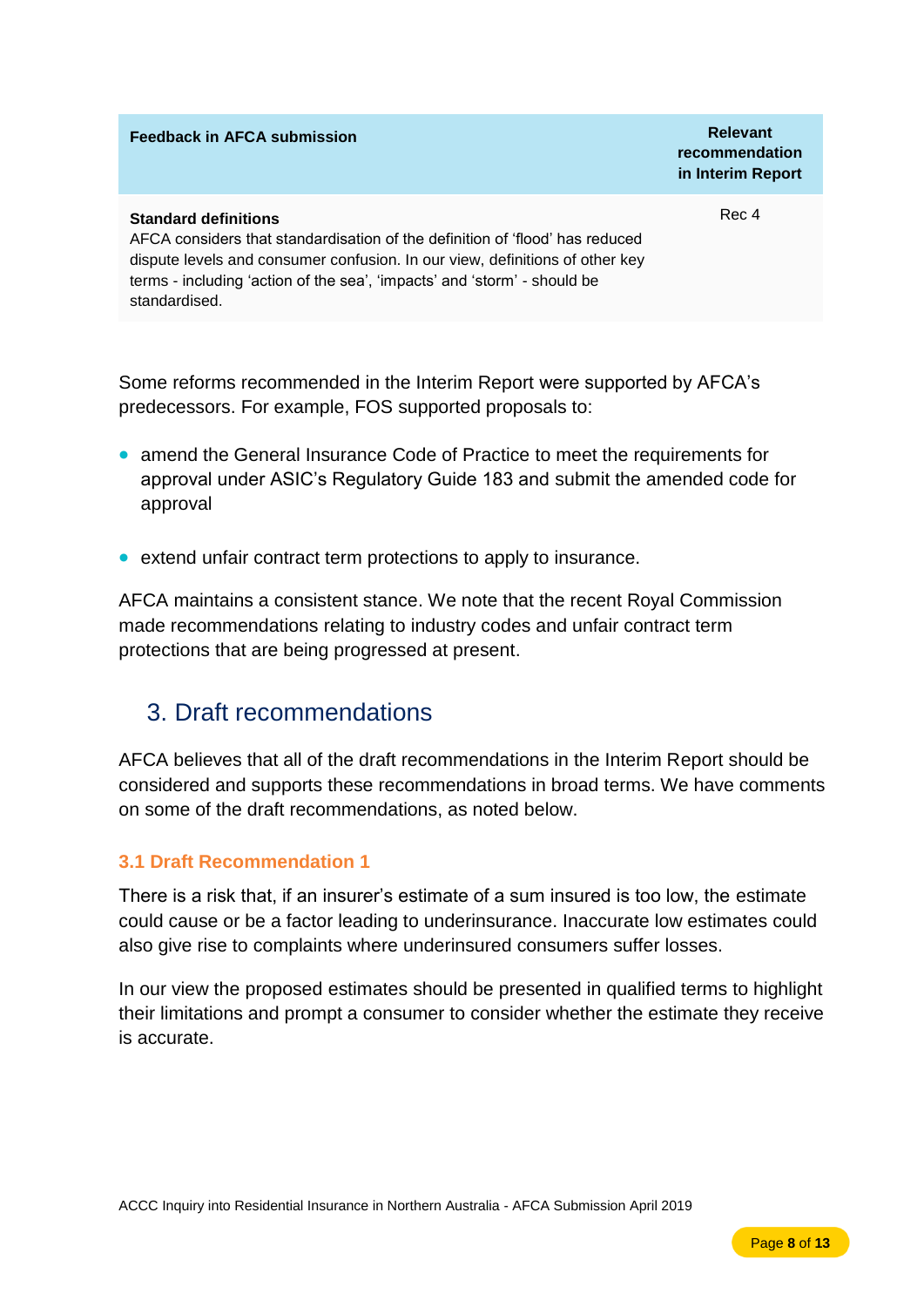| Feedback in AFCA submission | Relevant recommendation in Interim Report |
| --- | --- |
| **Standard definitions**<br>AFCA considers that standardisation of the definition of 'flood' has reduced dispute levels and consumer confusion. In our view, definitions of other key terms - including 'action of the sea', 'impacts' and 'storm' - should be standardised. | Rec 4 |

Some reforms recommended in the Interim Report were supported by AFCA's predecessors. For example, FOS supported proposals to:

- amend the General Insurance Code of Practice to meet the requirements for approval under ASIC's Regulatory Guide 183 and submit the amended code for approval
- extend unfair contract term protections to apply to insurance.

AFCA maintains a consistent stance. We note that the recent Royal Commission made recommendations relating to industry codes and unfair contract term protections that are being progressed at present.

## 3. Draft recommendations

AFCA believes that all of the draft recommendations in the Interim Report should be considered and supports these recommendations in broad terms. We have comments on some of the draft recommendations, as noted below.

### 3.1 Draft Recommendation 1

There is a risk that, if an insurer's estimate of a sum insured is too low, the estimate could cause or be a factor leading to underinsurance. Inaccurate low estimates could also give rise to complaints where underinsured consumers suffer losses.

In our view the proposed estimates should be presented in qualified terms to highlight their limitations and prompt a consumer to consider whether the estimate they receive is accurate.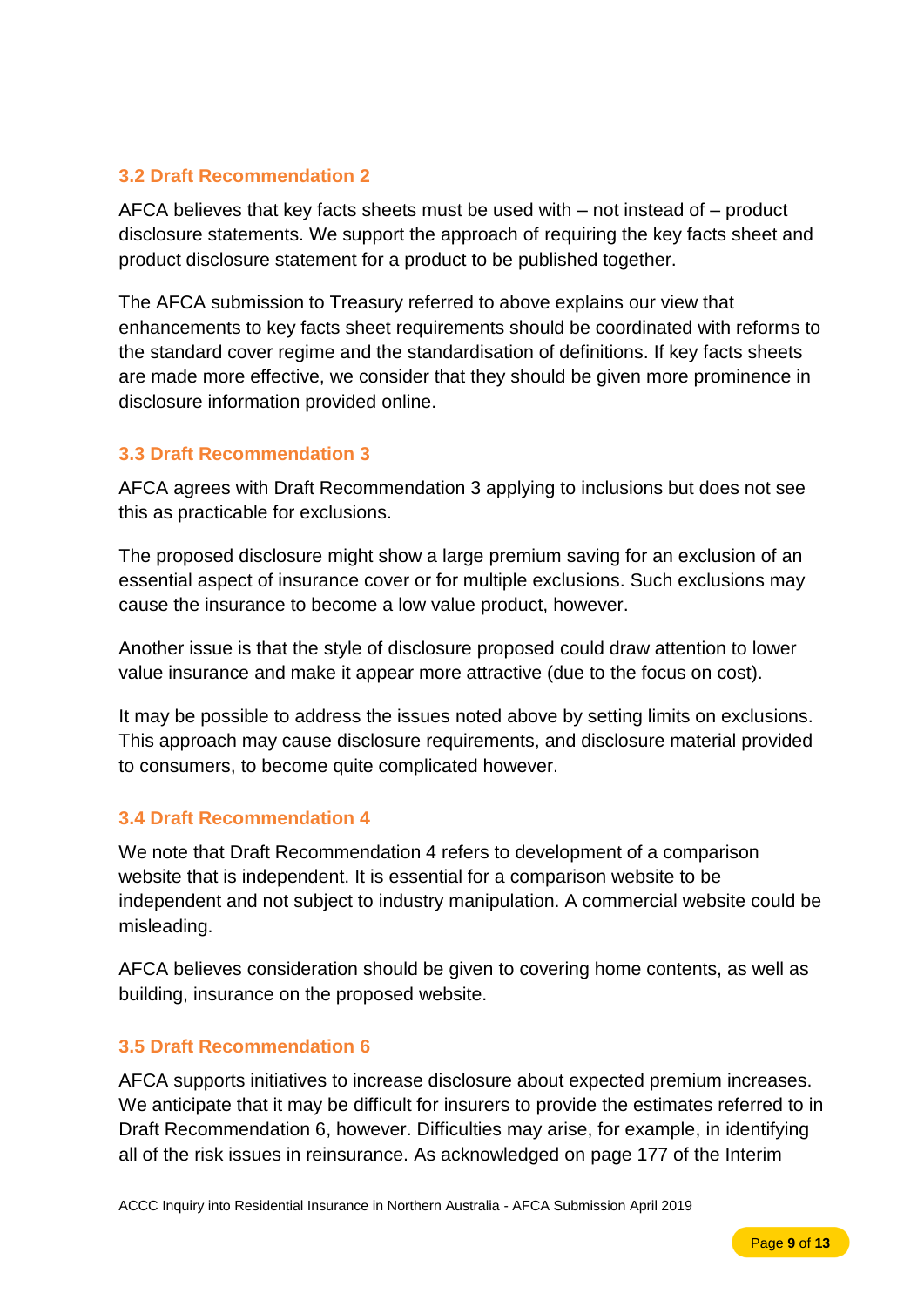### 3.2 Draft Recommendation 2

AFCA believes that key facts sheets must be used with – not instead of – product disclosure statements. We support the approach of requiring the key facts sheet and product disclosure statement for a product to be published together.

The AFCA submission to Treasury referred to above explains our view that enhancements to key facts sheet requirements should be coordinated with reforms to the standard cover regime and the standardisation of definitions. If key facts sheets are made more effective, we consider that they should be given more prominence in disclosure information provided online.

### 3.3 Draft Recommendation 3

AFCA agrees with Draft Recommendation 3 applying to inclusions but does not see this as practicable for exclusions.

The proposed disclosure might show a large premium saving for an exclusion of an essential aspect of insurance cover or for multiple exclusions. Such exclusions may cause the insurance to become a low value product, however.

Another issue is that the style of disclosure proposed could draw attention to lower value insurance and make it appear more attractive (due to the focus on cost).

It may be possible to address the issues noted above by setting limits on exclusions. This approach may cause disclosure requirements, and disclosure material provided to consumers, to become quite complicated however.

### 3.4 Draft Recommendation 4

We note that Draft Recommendation 4 refers to development of a comparison website that is independent. It is essential for a comparison website to be independent and not subject to industry manipulation. A commercial website could be misleading.

AFCA believes consideration should be given to covering home contents, as well as building, insurance on the proposed website.

### 3.5 Draft Recommendation 6

AFCA supports initiatives to increase disclosure about expected premium increases. We anticipate that it may be difficult for insurers to provide the estimates referred to in Draft Recommendation 6, however. Difficulties may arise, for example, in identifying all of the risk issues in reinsurance. As acknowledged on page 177 of the Interim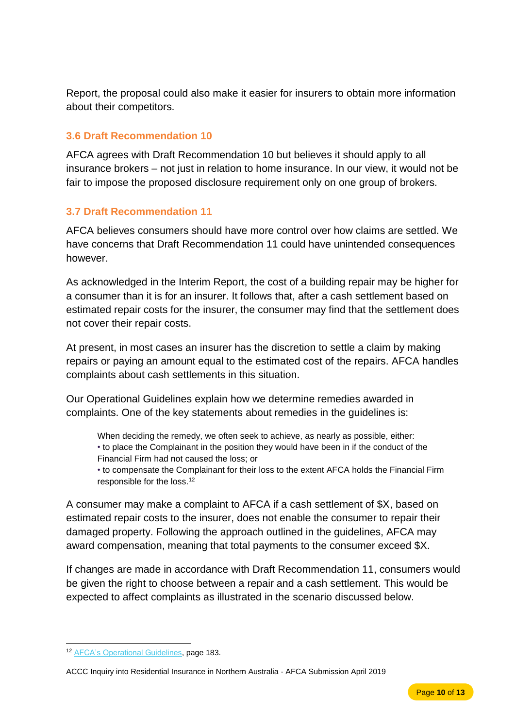Report, the proposal could also make it easier for insurers to obtain more information about their competitors.

### 3.6 Draft Recommendation 10

AFCA agrees with Draft Recommendation 10 but believes it should apply to all insurance brokers – not just in relation to home insurance. In our view, it would not be fair to impose the proposed disclosure requirement only on one group of brokers.

### 3.7 Draft Recommendation 11

AFCA believes consumers should have more control over how claims are settled. We have concerns that Draft Recommendation 11 could have unintended consequences however.

As acknowledged in the Interim Report, the cost of a building repair may be higher for a consumer than it is for an insurer. It follows that, after a cash settlement based on estimated repair costs for the insurer, the consumer may find that the settlement does not cover their repair costs.

At present, in most cases an insurer has the discretion to settle a claim by making repairs or paying an amount equal to the estimated cost of the repairs. AFCA handles complaints about cash settlements in this situation.

Our Operational Guidelines explain how we determine remedies awarded in complaints. One of the key statements about remedies in the guidelines is:

> When deciding the remedy, we often seek to achieve, as nearly as possible, either:
> • to place the Complainant in the position they would have been in if the conduct of the Financial Firm had not caused the loss; or
> • to compensate the Complainant for their loss to the extent AFCA holds the Financial Firm responsible for the loss.[12]

A consumer may make a complaint to AFCA if a cash settlement of $X, based on estimated repair costs to the insurer, does not enable the consumer to repair their damaged property. Following the approach outlined in the guidelines, AFCA may award compensation, meaning that total payments to the consumer exceed $X.

If changes are made in accordance with Draft Recommendation 11, consumers would be given the right to choose between a repair and a cash settlement. This would be expected to affect complaints as illustrated in the scenario discussed below.

---

[12] AFCA's Operational Guidelines, page 183.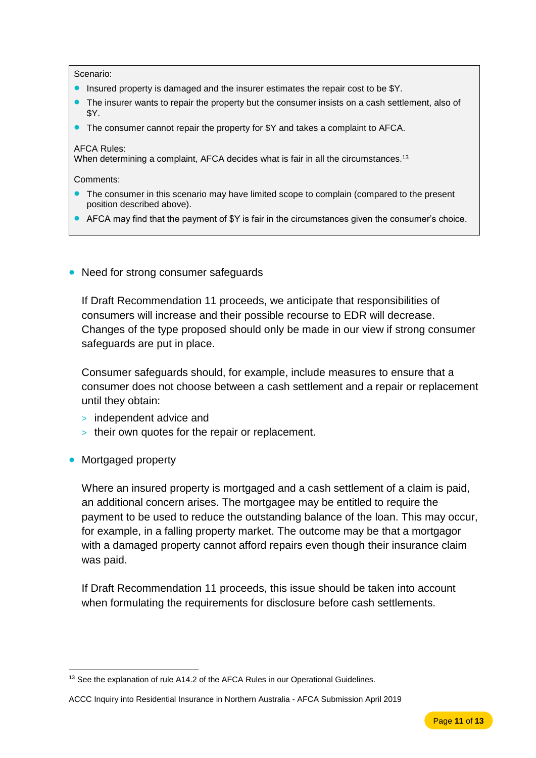Scenario:

- Insured property is damaged and the insurer estimates the repair cost to be $Y.
- The insurer wants to repair the property but the consumer insists on a cash settlement, also of $Y.
- The consumer cannot repair the property for $Y and takes a complaint to AFCA.

AFCA Rules:
When determining a complaint, AFCA decides what is fair in all the circumstances.[13]

Comments:

- The consumer in this scenario may have limited scope to complain (compared to the present position described above).
- AFCA may find that the payment of $Y is fair in the circumstances given the consumer's choice.

- Need for strong consumer safeguards

  If Draft Recommendation 11 proceeds, we anticipate that responsibilities of consumers will increase and their possible recourse to EDR will decrease. Changes of the type proposed should only be made in our view if strong consumer safeguards are put in place.

  Consumer safeguards should, for example, include measures to ensure that a consumer does not choose between a cash settlement and a repair or replacement until they obtain:

  - independent advice and
  - their own quotes for the repair or replacement.

- Mortgaged property

  Where an insured property is mortgaged and a cash settlement of a claim is paid, an additional concern arises. The mortgagee may be entitled to require the payment to be used to reduce the outstanding balance of the loan. This may occur, for example, in a falling property market. The outcome may be that a mortgagor with a damaged property cannot afford repairs even though their insurance claim was paid.

  If Draft Recommendation 11 proceeds, this issue should be taken into account when formulating the requirements for disclosure before cash settlements.

---

[13] See the explanation of rule A14.2 of the AFCA Rules in our Operational Guidelines.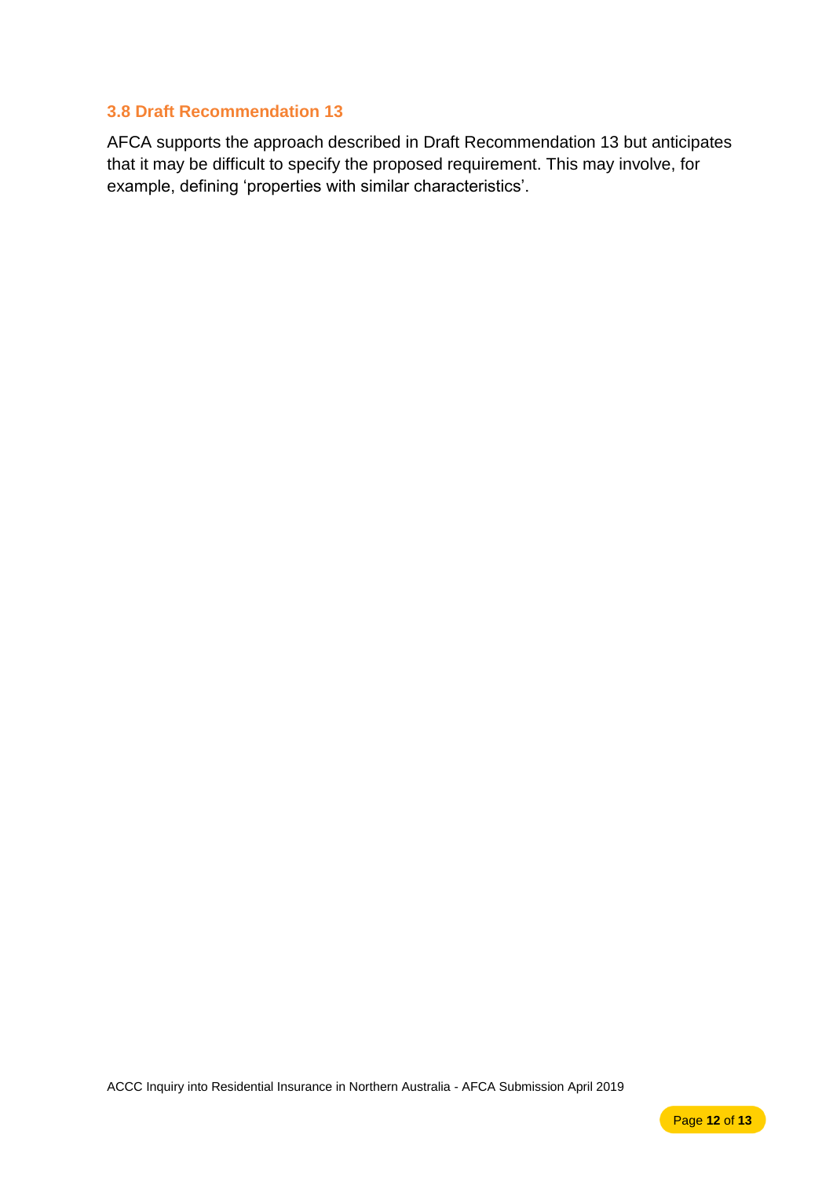### 3.8 Draft Recommendation 13

AFCA supports the approach described in Draft Recommendation 13 but anticipates that it may be difficult to specify the proposed requirement. This may involve, for example, defining ‘properties with similar characteristics’.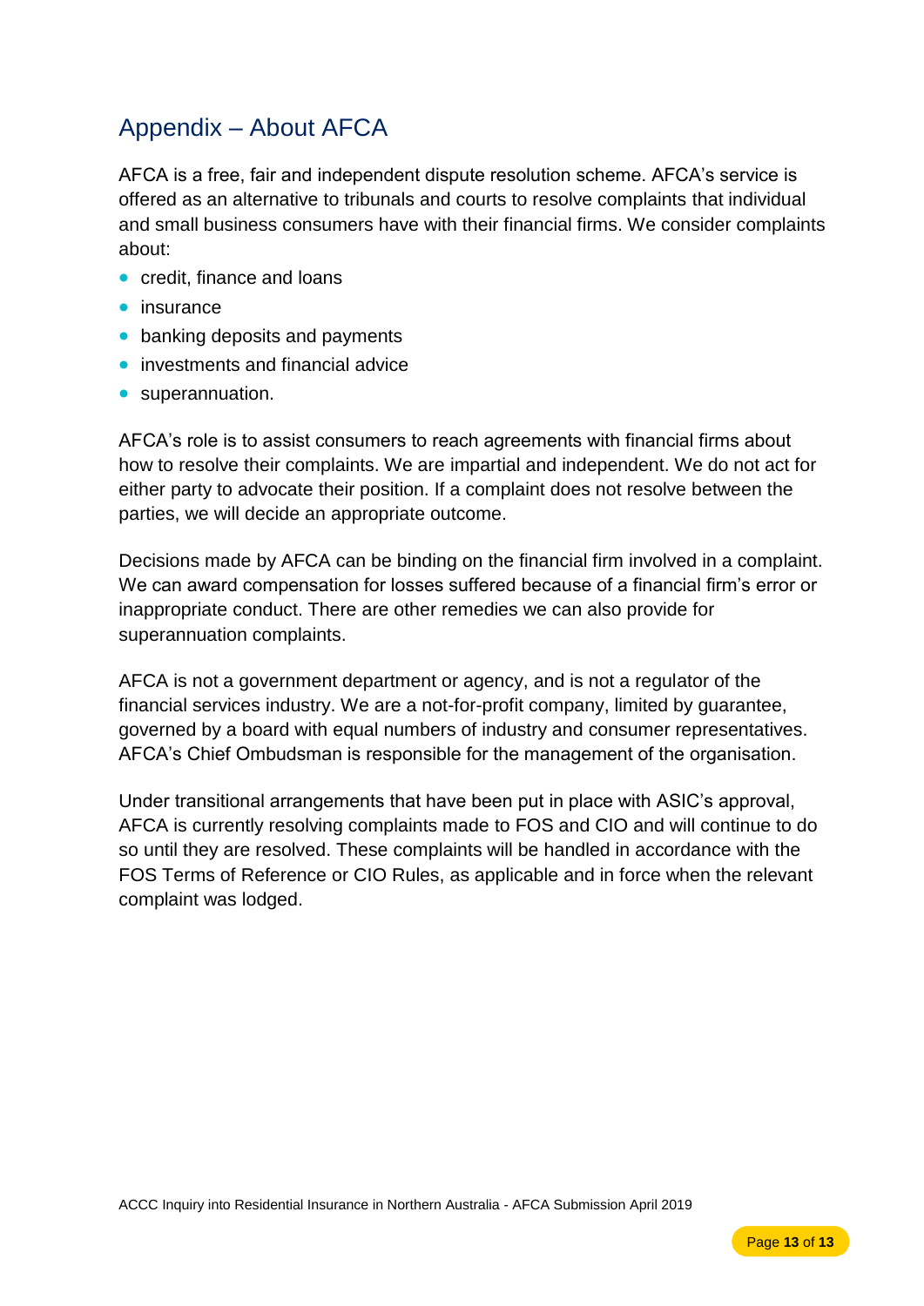## Appendix – About AFCA

AFCA is a free, fair and independent dispute resolution scheme. AFCA's service is offered as an alternative to tribunals and courts to resolve complaints that individual and small business consumers have with their financial firms. We consider complaints about:

- credit, finance and loans
- insurance
- banking deposits and payments
- investments and financial advice
- superannuation.

AFCA's role is to assist consumers to reach agreements with financial firms about how to resolve their complaints. We are impartial and independent. We do not act for either party to advocate their position. If a complaint does not resolve between the parties, we will decide an appropriate outcome.

Decisions made by AFCA can be binding on the financial firm involved in a complaint. We can award compensation for losses suffered because of a financial firm's error or inappropriate conduct. There are other remedies we can also provide for superannuation complaints.

AFCA is not a government department or agency, and is not a regulator of the financial services industry. We are a not-for-profit company, limited by guarantee, governed by a board with equal numbers of industry and consumer representatives. AFCA's Chief Ombudsman is responsible for the management of the organisation.

Under transitional arrangements that have been put in place with ASIC's approval, AFCA is currently resolving complaints made to FOS and CIO and will continue to do so until they are resolved. These complaints will be handled in accordance with the FOS Terms of Reference or CIO Rules, as applicable and in force when the relevant complaint was lodged.